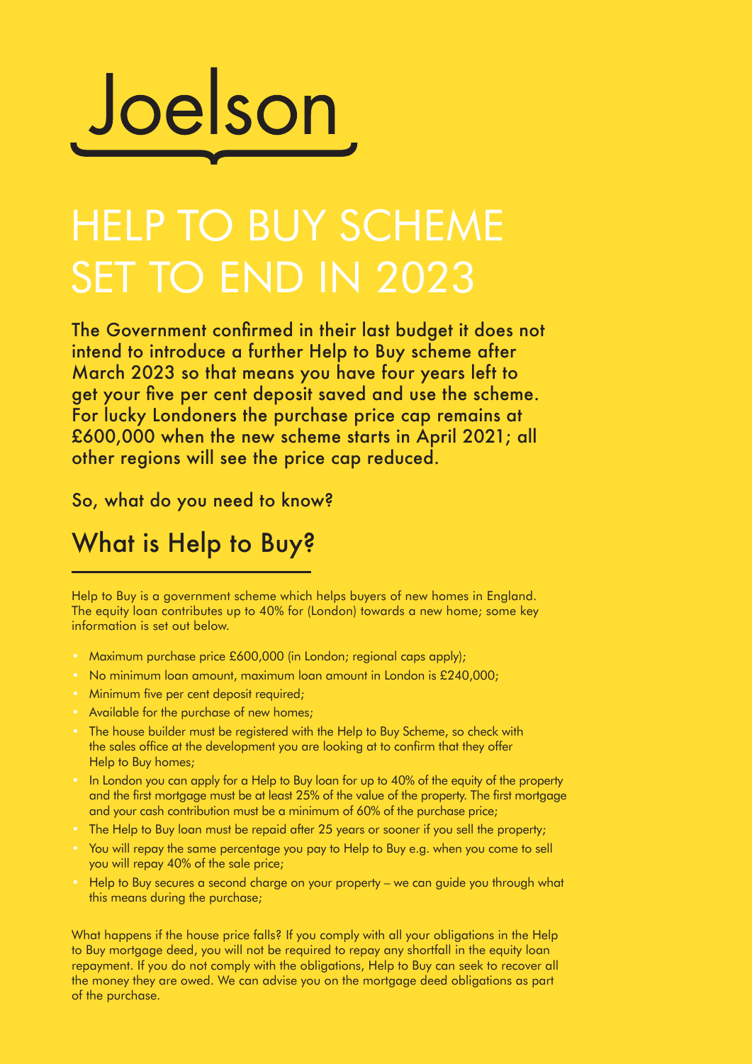# Joelson

# HELP TO BUY SCHEME SET TO END IN 2023

**The Government confirmed in their last budget it does not intend to introduce a further Help to Buy scheme after March 2023 so that means you have four years left to get your five per cent deposit saved and use the scheme. For lucky Londoners the purchase price cap remains at £600,000 when the new scheme starts in April 2021; all other regions will see the price cap reduced.**

So, what do you need to know?

## What is Help to Buy?

Help to Buy is a government scheme which helps buyers of new homes in England. The equity loan contributes up to 40% for (London) towards a new home; some key information is set out below.

- Maximum purchase price £600,000 (in London; regional caps apply);
- No minimum loan amount, maximum loan amount in London is £240,000;
- Minimum five per cent deposit required;
- Available for the purchase of new homes;
- The house builder must be registered with the Help to Buy Scheme, so check with the sales office at the development you are looking at to confirm that they offer Help to Buy homes;
- In London you can apply for a Help to Buy loan for up to 40% of the equity of the property and the first mortgage must be at least 25% of the value of the property. The first mortgage and your cash contribution must be a minimum of 60% of the purchase price;
- The Help to Buy loan must be repaid after 25 years or sooner if you sell the property;
- You will repay the same percentage you pay to Help to Buy e.g. when you come to sell you will repay 40% of the sale price;
- Help to Buy secures a second charge on your property – we can guide you through what this means during the purchase;

What happens if the house price falls? If you comply with all your obligations in the Help to Buy mortgage deed, you will not be required to repay any shortfall in the equity loan repayment. If you do not comply with the obligations, Help to Buy can seek to recover all the money they are owed. We can advise you on the mortgage deed obligations as part of the purchase.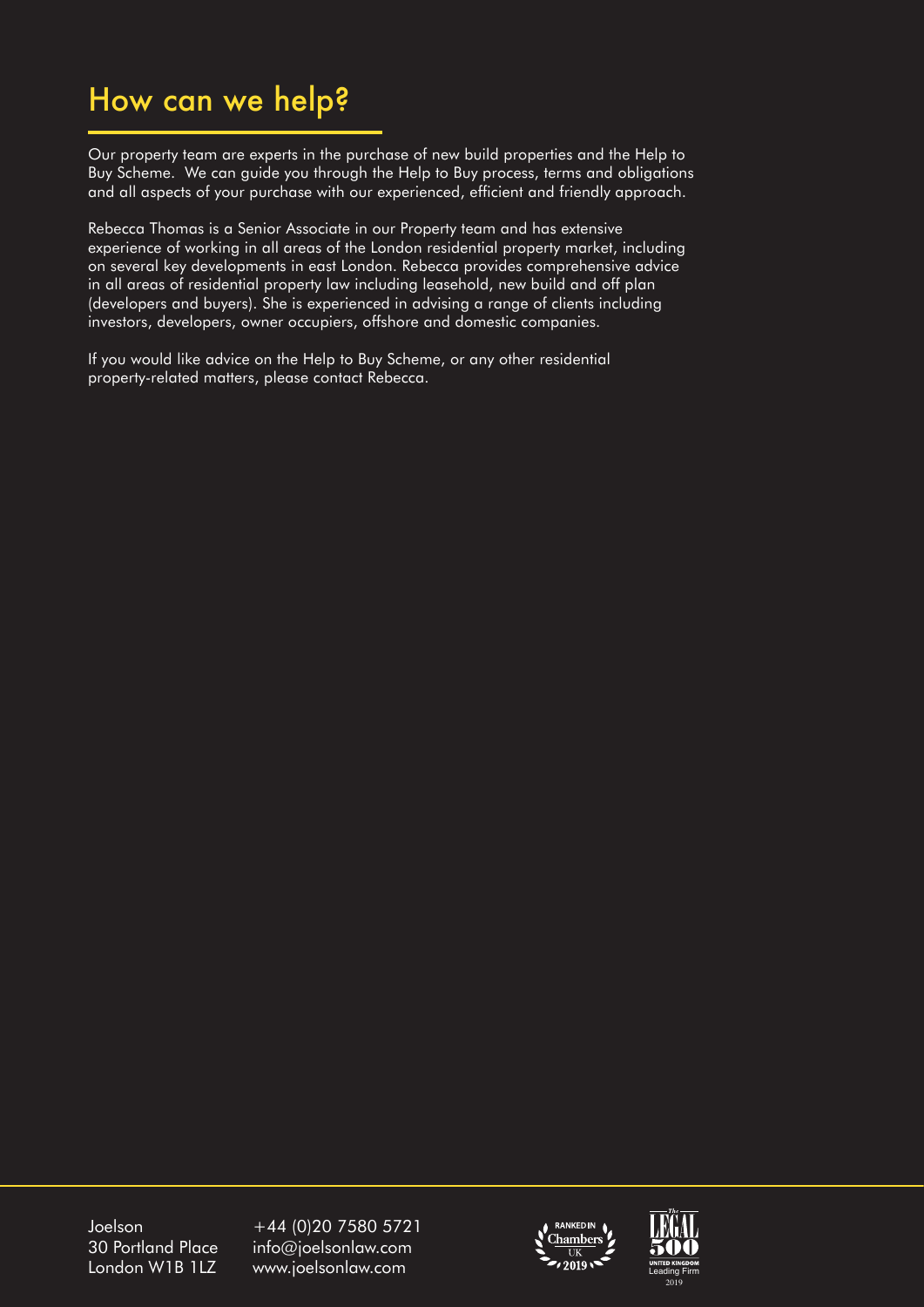## How can we help?

Our property team are experts in the purchase of new build properties and the Help to Buy Scheme. We can guide you through the Help to Buy process, terms and obligations and all aspects of your purchase with our experienced, efficient and friendly approach.

Rebecca Thomas is a Senior Associate in our Property team and has extensive experience of working in all areas of the London residential property market, including on several key developments in east London. Rebecca provides comprehensive advice in all areas of residential property law including leasehold, new build and off plan (developers and buyers). She is experienced in advising a range of clients including investors, developers, owner occupiers, offshore and domestic companies.

If you would like advice on the Help to Buy Scheme, or any other residential property-related matters, please contact Rebecca.

Joelson
30 Portland Place
London W1B 1LZ

+44 (0)20 7580 5721
info@joelsonlaw.com
www.joelsonlaw.com

RANKED IN Chambers UK 2019

The Legal 500 United Kingdom Leading Firm 2019